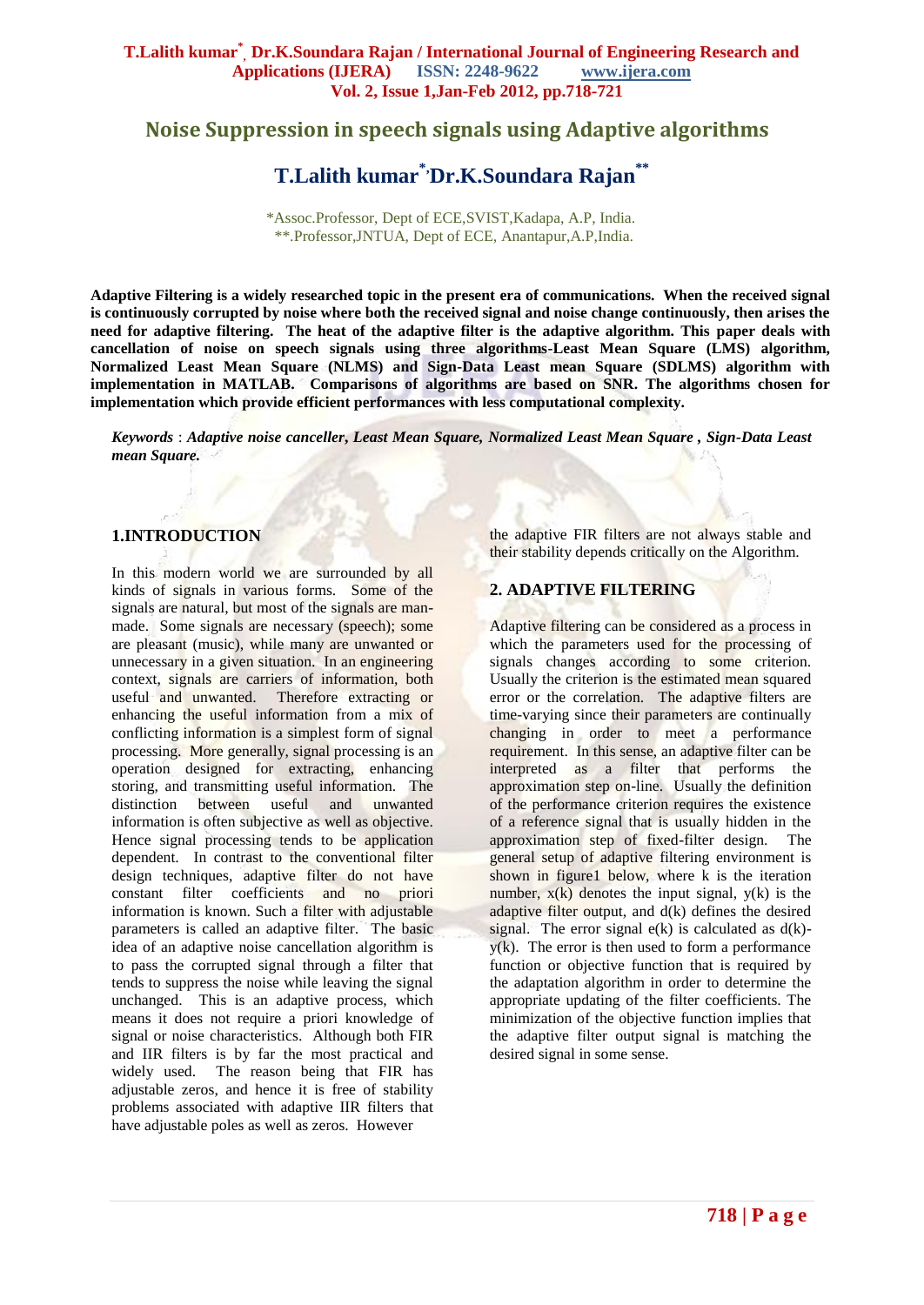# Noise Suppression in speech signals using Adaptive algorithms

## T.Lalith kumar[*], Dr.K.Soundara Rajan[**]

*Assoc.Professor, Dept of ECE,SVIST,Kadapa, A.P, India.
**.Professor,JNTUA, Dept of ECE, Anantapur,A.P,India.

**Adaptive Filtering is a widely researched topic in the present era of communications. When the received signal is continuously corrupted by noise where both the received signal and noise change continuously, then arises the need for adaptive filtering. The heat of the adaptive filter is the adaptive algorithm. This paper deals with cancellation of noise on speech signals using three algorithms-Least Mean Square (LMS) algorithm, Normalized Least Mean Square (NLMS) and Sign-Data Least mean Square (SDLMS) algorithm with implementation in MATLAB. Comparisons of algorithms are based on SNR. The algorithms chosen for implementation which provide efficient performances with less computational complexity.**

*Keywords* : ***Adaptive noise canceller, Least Mean Square, Normalized Least Mean Square , Sign-Data Least mean Square.***

## 1.INTRODUCTION

In this modern world we are surrounded by all kinds of signals in various forms. Some of the signals are natural, but most of the signals are man-made. Some signals are necessary (speech); some are pleasant (music), while many are unwanted or unnecessary in a given situation. In an engineering context, signals are carriers of information, both useful and unwanted. Therefore extracting or enhancing the useful information from a mix of conflicting information is a simplest form of signal processing. More generally, signal processing is an operation designed for extracting, enhancing storing, and transmitting useful information. The distinction between useful and unwanted information is often subjective as well as objective. Hence signal processing tends to be application dependent. In contrast to the conventional filter design techniques, adaptive filter do not have constant filter coefficients and no priori information is known. Such a filter with adjustable parameters is called an adaptive filter. The basic idea of an adaptive noise cancellation algorithm is to pass the corrupted signal through a filter that tends to suppress the noise while leaving the signal unchanged. This is an adaptive process, which means it does not require a priori knowledge of signal or noise characteristics. Although both FIR and IIR filters is by far the most practical and widely used. The reason being that FIR has adjustable zeros, and hence it is free of stability problems associated with adaptive IIR filters that have adjustable poles as well as zeros. However the adaptive FIR filters are not always stable and their stability depends critically on the Algorithm.

## 2. ADAPTIVE FILTERING

Adaptive filtering can be considered as a process in which the parameters used for the processing of signals changes according to some criterion. Usually the criterion is the estimated mean squared error or the correlation. The adaptive filters are time-varying since their parameters are continually changing in order to meet a performance requirement. In this sense, an adaptive filter can be interpreted as a filter that performs the approximation step on-line. Usually the definition of the performance criterion requires the existence of a reference signal that is usually hidden in the approximation step of fixed-filter design. The general setup of adaptive filtering environment is shown in figure1 below, where k is the iteration number, $x(k)$ denotes the input signal, $y(k)$ is the adaptive filter output, and $d(k)$ defines the desired signal. The error signal $e(k)$ is calculated as $d(k)-y(k)$. The error is then used to form a performance function or objective function that is required by the adaptation algorithm in order to determine the appropriate updating of the filter coefficients. The minimization of the objective function implies that the adaptive filter output signal is matching the desired signal in some sense.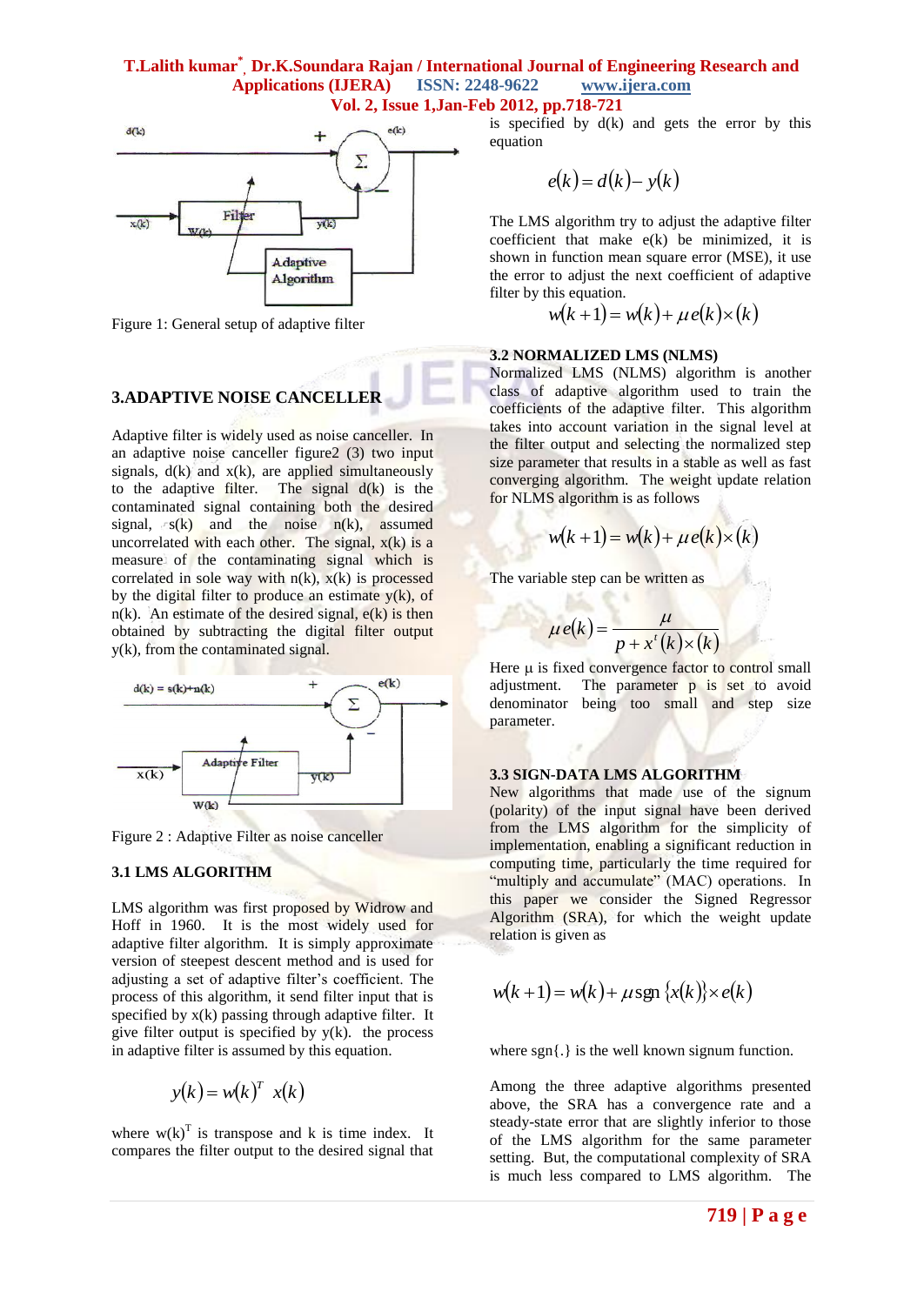Figure 1: General setup of adaptive filter

## 3.ADAPTIVE NOISE CANCELLER

Adaptive filter is widely used as noise canceller. In an adaptive noise canceller figure2 (3) two input signals, d(k) and x(k), are applied simultaneously to the adaptive filter. The signal d(k) is the contaminated signal containing both the desired signal, s(k) and the noise n(k), assumed uncorrelated with each other. The signal, x(k) is a measure of the contaminating signal which is correlated in sole way with n(k). x(k) is processed by the digital filter to produce an estimate y(k), of n(k). An estimate of the desired signal, e(k) is then obtained by subtracting the digital filter output y(k), from the contaminated signal.

Figure 2 : Adaptive Filter as noise canceller

### 3.1 LMS ALGORITHM

LMS algorithm was first proposed by Widrow and Hoff in 1960. It is the most widely used for adaptive filter algorithm. It is simply approximate version of steepest descent method and is used for adjusting a set of adaptive filter's coefficient. The process of this algorithm, it send filter input that is specified by x(k) passing through adaptive filter. It give filter output is specified by y(k). the process in adaptive filter is assumed by this equation.

$$y(k) = w(k)^T \; x(k)$$

where $w(k)^T$ is transpose and k is time index. It compares the filter output to the desired signal that is specified by d(k) and gets the error by this equation

$$e(k) = d(k) - y(k)$$

The LMS algorithm try to adjust the adaptive filter coefficient that make e(k) be minimized, it is shown in function mean square error (MSE), it use the error to adjust the next coefficient of adaptive filter by this equation.

$$w(k+1) = w(k) + \mu e(k) \times (k)$$

### 3.2 NORMALIZED LMS (NLMS)

Normalized LMS (NLMS) algorithm is another class of adaptive algorithm used to train the coefficients of the adaptive filter. This algorithm takes into account variation in the signal level at the filter output and selecting the normalized step size parameter that results in a stable as well as fast converging algorithm. The weight update relation for NLMS algorithm is as follows

$$w(k+1) = w(k) + \mu e(k) \times (k)$$

The variable step can be written as

$$\mu e(k) = \frac{\mu}{p + x^t(k) \times (k)}$$

Here μ is fixed convergence factor to control small adjustment. The parameter p is set to avoid denominator being too small and step size parameter.

### 3.3 SIGN-DATA LMS ALGORITHM

New algorithms that made use of the signum (polarity) of the input signal have been derived from the LMS algorithm for the simplicity of implementation, enabling a significant reduction in computing time, particularly the time required for "multiply and accumulate" (MAC) operations. In this paper we consider the Signed Regressor Algorithm (SRA), for which the weight update relation is given as

$$w(k+1) = w(k) + \mu \operatorname{sgn}\{x(k)\} \times e(k)$$

where sgn{.} is the well known signum function.

Among the three adaptive algorithms presented above, the SRA has a convergence rate and a steady-state error that are slightly inferior to those of the LMS algorithm for the same parameter setting. But, the computational complexity of SRA is much less compared to LMS algorithm. The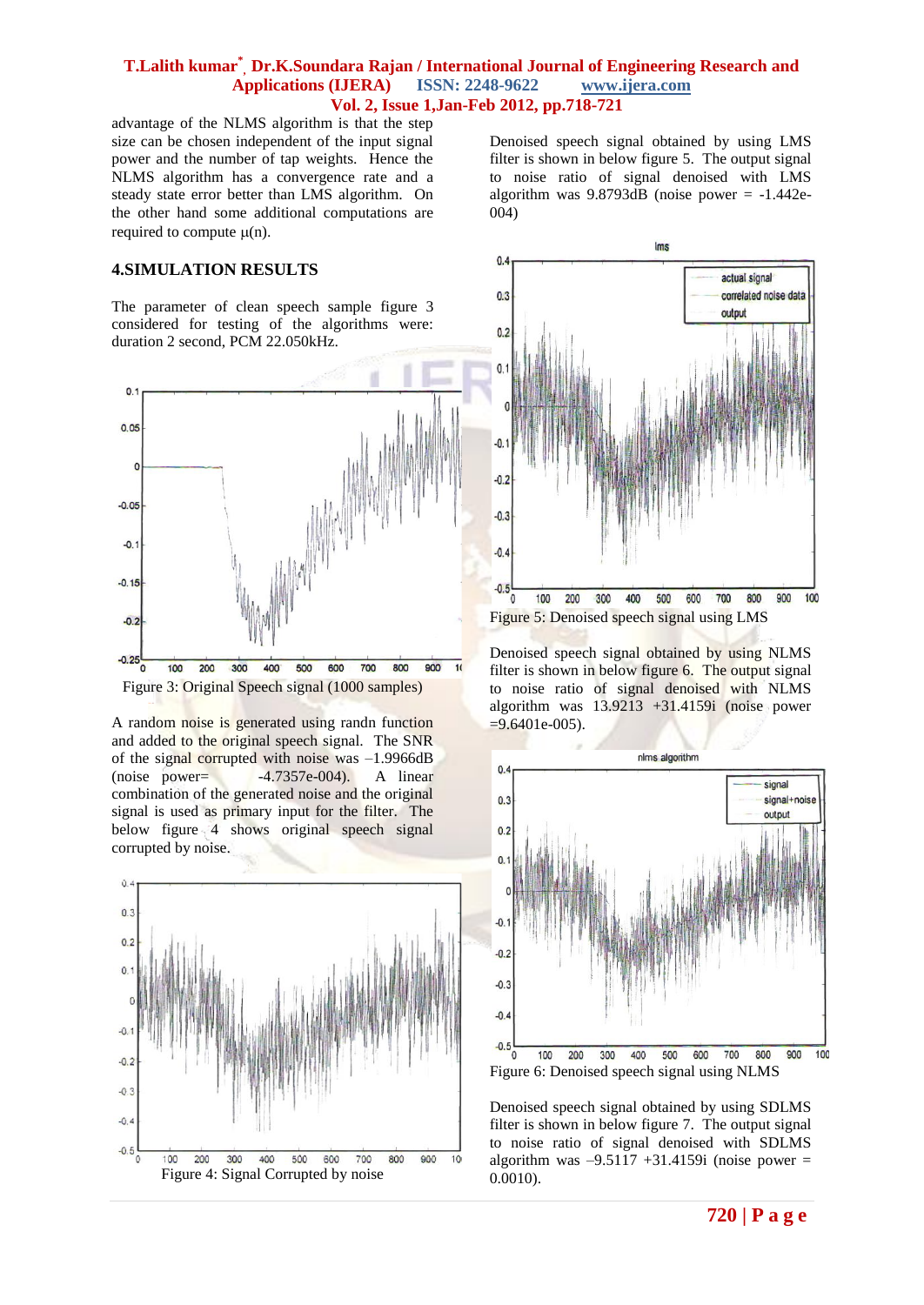advantage of the NLMS algorithm is that the step size can be chosen independent of the input signal power and the number of tap weights. Hence the NLMS algorithm has a convergence rate and a steady state error better than LMS algorithm. On the other hand some additional computations are required to compute $\mu(n)$.

## 4.SIMULATION RESULTS

The parameter of clean speech sample figure 3 considered for testing of the algorithms were: duration 2 second, PCM 22.050kHz.

Figure 3: Original Speech signal (1000 samples)

A random noise is generated using randn function and added to the original speech signal. The SNR of the signal corrupted with noise was –1.9966dB (noise power= -4.7357e-004). A linear combination of the generated noise and the original signal is used as primary input for the filter. The below figure 4 shows original speech signal corrupted by noise.

Figure 4: Signal Corrupted by noise

Denoised speech signal obtained by using LMS filter is shown in below figure 5. The output signal to noise ratio of signal denoised with LMS algorithm was 9.8793dB (noise power = -1.442e-004)

Figure 5: Denoised speech signal using LMS

Denoised speech signal obtained by using NLMS filter is shown in below figure 6. The output signal to noise ratio of signal denoised with NLMS algorithm was 13.9213 +31.4159i (noise power =9.6401e-005).

Figure 6: Denoised speech signal using NLMS

Denoised speech signal obtained by using SDLMS filter is shown in below figure 7. The output signal to noise ratio of signal denoised with SDLMS algorithm was –9.5117 +31.4159i (noise power = 0.0010).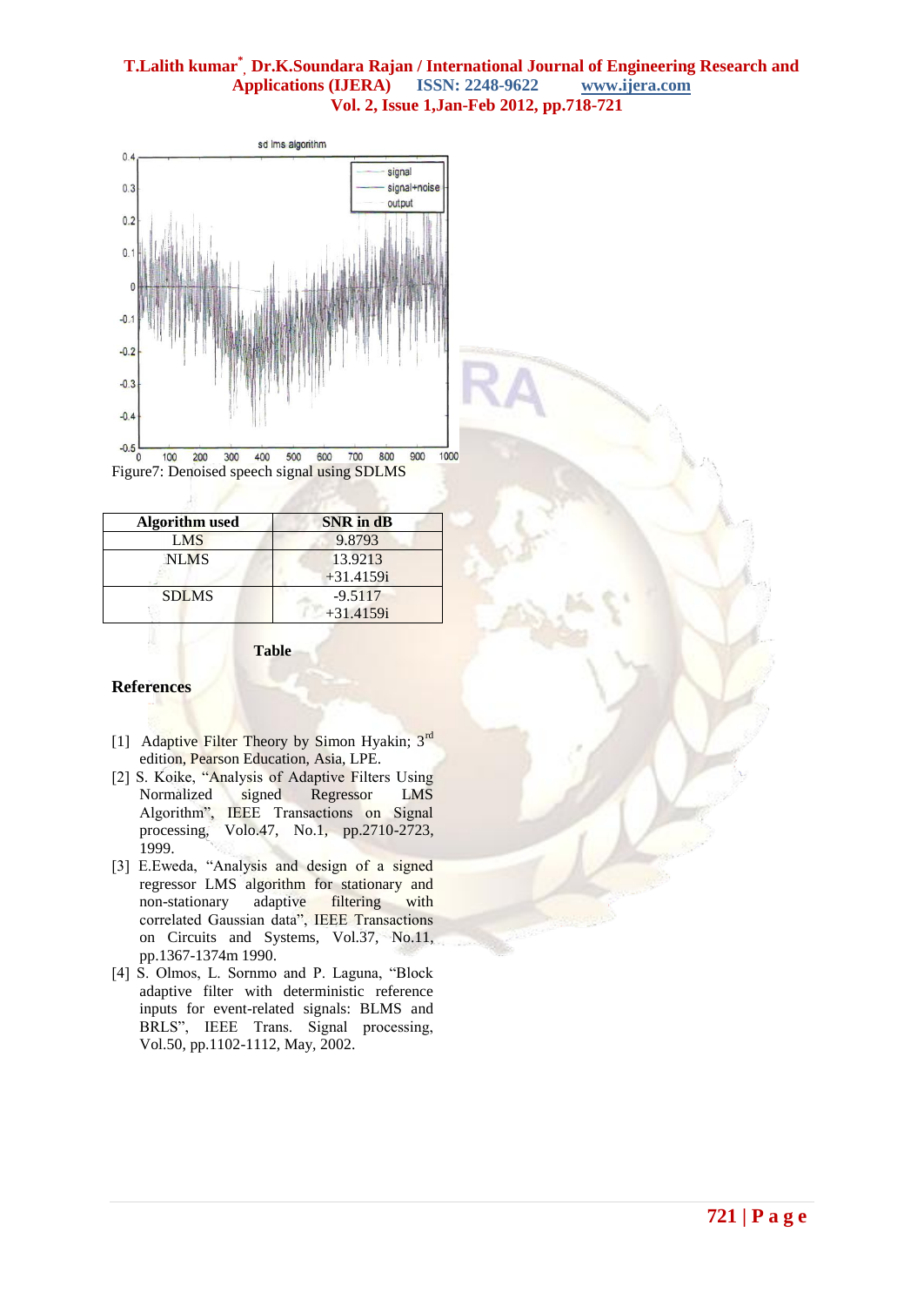sd lms algorithm

signal
signal+noise
output

0.4
0.3
0.2
0.1
0
-0.1
-0.2
-0.3
-0.4
-0.5

0 100 200 300 400 500 600 700 800 900 1000

Figure7: Denoised speech signal using SDLMS

| Algorithm used | SNR in dB |
|---|---|
| LMS | 9.8793 |
| NLMS | 13.9213 +31.4159i |
| SDLMS | -9.5117 +31.4159i |

**Table**

## References

[1] Adaptive Filter Theory by Simon Hyakin; 3rd edition, Pearson Education, Asia, LPE.

[2] S. Koike, "Analysis of Adaptive Filters Using Normalized signed Regressor LMS Algorithm", IEEE Transactions on Signal processing, Volo.47, No.1, pp.2710-2723, 1999.

[3] E.Eweda, "Analysis and design of a signed regressor LMS algorithm for stationary and non-stationary adaptive filtering with correlated Gaussian data", IEEE Transactions on Circuits and Systems, Vol.37, No.11, pp.1367-1374m 1990.

[4] S. Olmos, L. Sornmo and P. Laguna, "Block adaptive filter with deterministic reference inputs for event-related signals: BLMS and BRLS", IEEE Trans. Signal processing, Vol.50, pp.1102-1112, May, 2002.